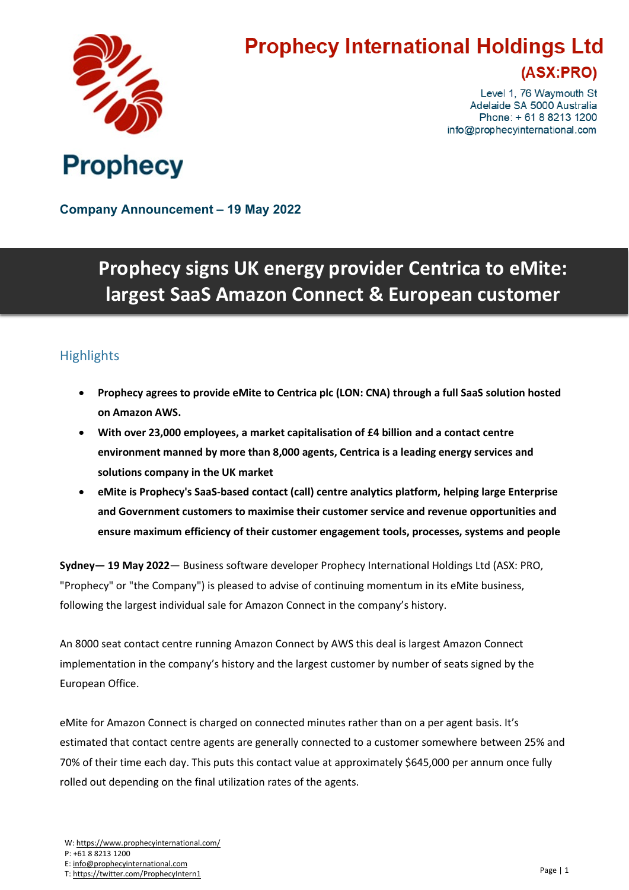# Prophecy International Holdings Ltd

**(ASX:PRO)**

Level 1, 76 Waymouth St
Adelaide SA 5000 Australia
Phone: + 61 8 8213 1200
info@prophecyinternational.com

Prophecy

**Company Announcement – 19 May 2022**

# Prophecy signs UK energy provider Centrica to eMite: largest SaaS Amazon Connect & European customer

## Highlights

- **Prophecy agrees to provide eMite to Centrica plc (LON: CNA) through a full SaaS solution hosted on Amazon AWS.**
- **With over 23,000 employees, a market capitalisation of £4 billion and a contact centre environment manned by more than 8,000 agents, Centrica is a leading energy services and solutions company in the UK market**
- **eMite is Prophecy's SaaS-based contact (call) centre analytics platform, helping large Enterprise and Government customers to maximise their customer service and revenue opportunities and ensure maximum efficiency of their customer engagement tools, processes, systems and people**

**Sydney— 19 May 2022**— Business software developer Prophecy International Holdings Ltd (ASX: PRO, "Prophecy" or "the Company") is pleased to advise of continuing momentum in its eMite business, following the largest individual sale for Amazon Connect in the company's history.

An 8000 seat contact centre running Amazon Connect by AWS this deal is largest Amazon Connect implementation in the company's history and the largest customer by number of seats signed by the European Office.

eMite for Amazon Connect is charged on connected minutes rather than on a per agent basis. It's estimated that contact centre agents are generally connected to a customer somewhere between 25% and 70% of their time each day. This puts this contact value at approximately $645,000 per annum once fully rolled out depending on the final utilization rates of the agents.

W: https://www.prophecyinternational.com/
P: +61 8 8213 1200
E: info@prophecyinternational.com
T: https://twitter.com/ProphecyIntern1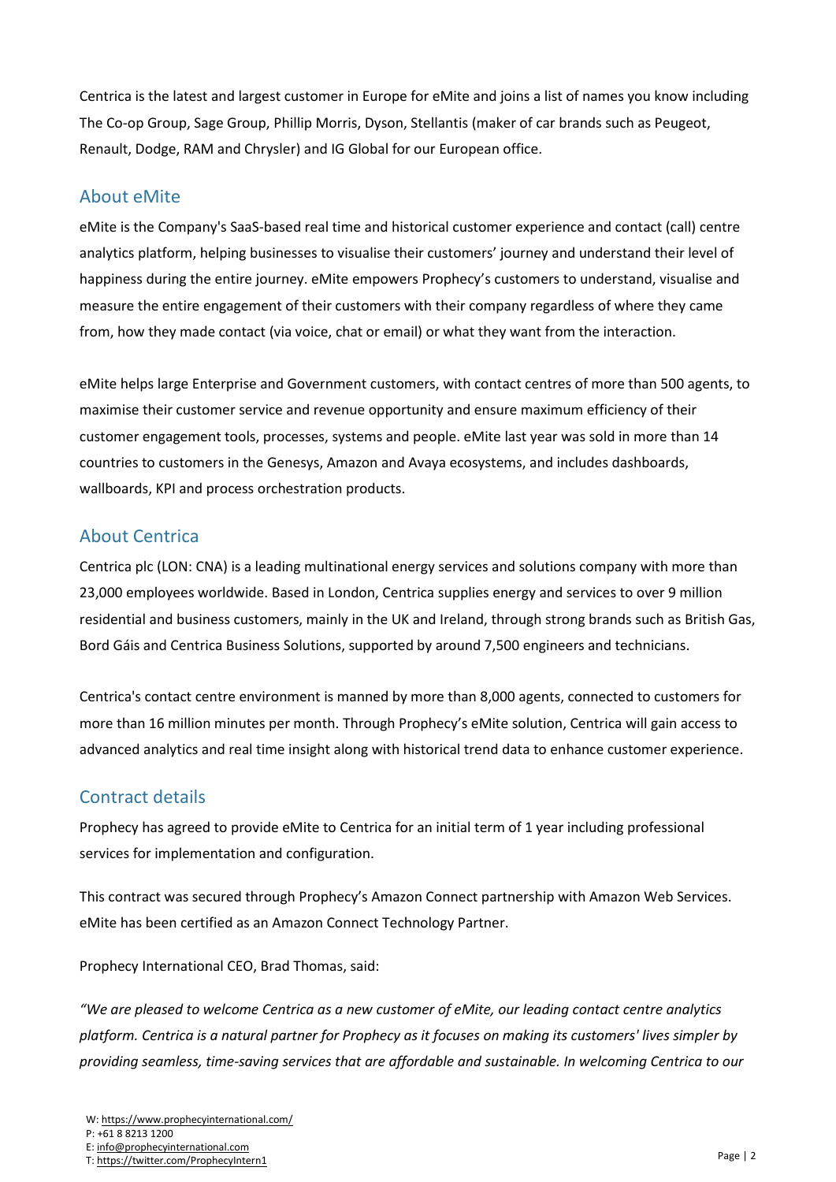Centrica is the latest and largest customer in Europe for eMite and joins a list of names you know including The Co-op Group, Sage Group, Phillip Morris, Dyson, Stellantis (maker of car brands such as Peugeot, Renault, Dodge, RAM and Chrysler) and IG Global for our European office.

## About eMite

eMite is the Company's SaaS-based real time and historical customer experience and contact (call) centre analytics platform, helping businesses to visualise their customers' journey and understand their level of happiness during the entire journey. eMite empowers Prophecy's customers to understand, visualise and measure the entire engagement of their customers with their company regardless of where they came from, how they made contact (via voice, chat or email) or what they want from the interaction.

eMite helps large Enterprise and Government customers, with contact centres of more than 500 agents, to maximise their customer service and revenue opportunity and ensure maximum efficiency of their customer engagement tools, processes, systems and people. eMite last year was sold in more than 14 countries to customers in the Genesys, Amazon and Avaya ecosystems, and includes dashboards, wallboards, KPI and process orchestration products.

## About Centrica

Centrica plc (LON: CNA) is a leading multinational energy services and solutions company with more than 23,000 employees worldwide. Based in London, Centrica supplies energy and services to over 9 million residential and business customers, mainly in the UK and Ireland, through strong brands such as British Gas, Bord Gáis and Centrica Business Solutions, supported by around 7,500 engineers and technicians.

Centrica's contact centre environment is manned by more than 8,000 agents, connected to customers for more than 16 million minutes per month. Through Prophecy's eMite solution, Centrica will gain access to advanced analytics and real time insight along with historical trend data to enhance customer experience.

## Contract details

Prophecy has agreed to provide eMite to Centrica for an initial term of 1 year including professional services for implementation and configuration.

This contract was secured through Prophecy's Amazon Connect partnership with Amazon Web Services. eMite has been certified as an Amazon Connect Technology Partner.

Prophecy International CEO, Brad Thomas, said:

*"We are pleased to welcome Centrica as a new customer of eMite, our leading contact centre analytics platform. Centrica is a natural partner for Prophecy as it focuses on making its customers' lives simpler by providing seamless, time-saving services that are affordable and sustainable. In welcoming Centrica to our*

W: https://www.prophecyinternational.com/
P: +61 8 8213 1200
E: info@prophecyinternational.com
T: https://twitter.com/ProphecyIntern1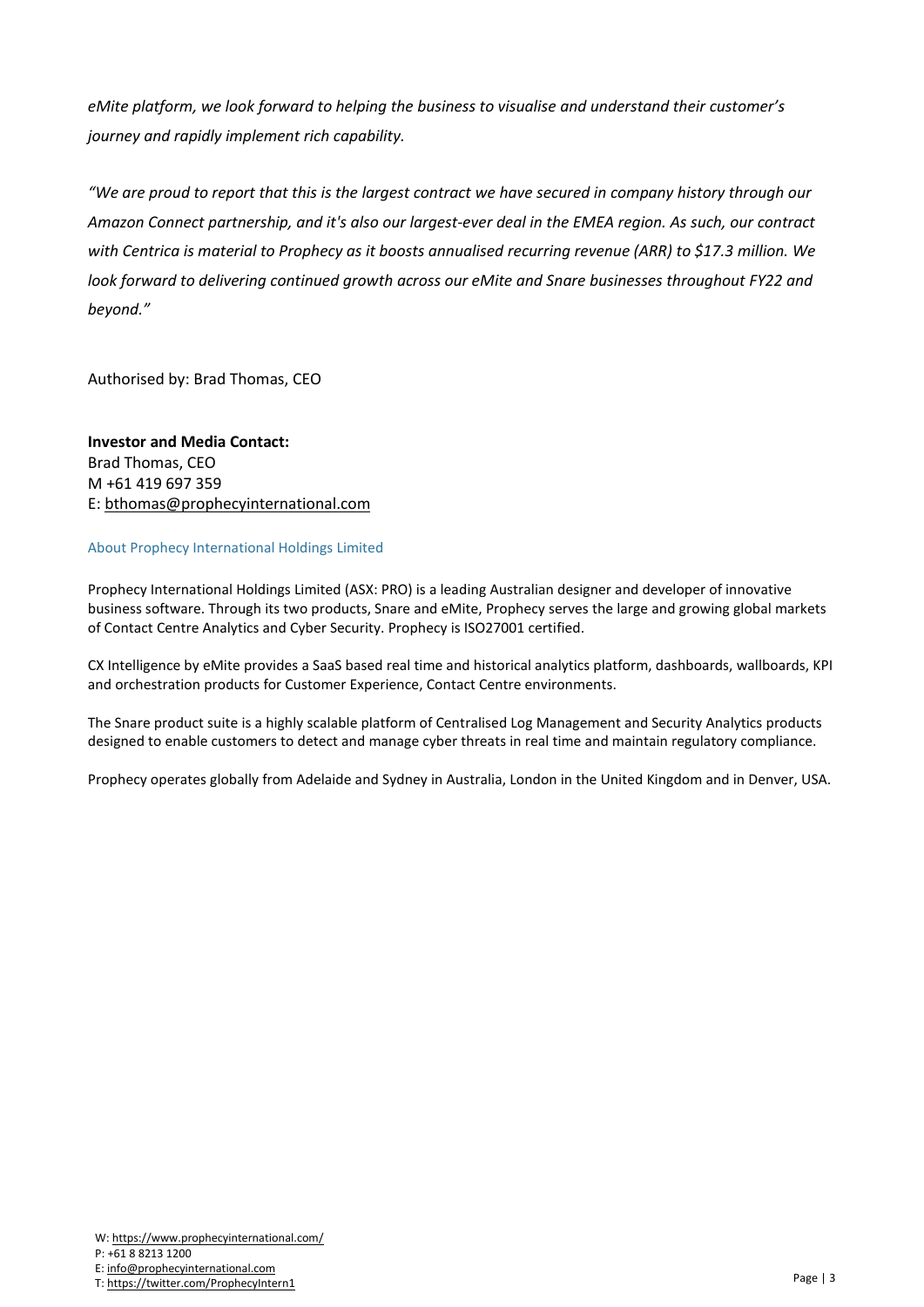*eMite platform, we look forward to helping the business to visualise and understand their customer's journey and rapidly implement rich capability.*

*"We are proud to report that this is the largest contract we have secured in company history through our Amazon Connect partnership, and it's also our largest-ever deal in the EMEA region. As such, our contract with Centrica is material to Prophecy as it boosts annualised recurring revenue (ARR) to $17.3 million. We look forward to delivering continued growth across our eMite and Snare businesses throughout FY22 and beyond."*

Authorised by: Brad Thomas, CEO

**Investor and Media Contact:**
Brad Thomas, CEO
M +61 419 697 359
E: bthomas@prophecyinternational.com

## About Prophecy International Holdings Limited

Prophecy International Holdings Limited (ASX: PRO) is a leading Australian designer and developer of innovative business software. Through its two products, Snare and eMite, Prophecy serves the large and growing global markets of Contact Centre Analytics and Cyber Security. Prophecy is ISO27001 certified.

CX Intelligence by eMite provides a SaaS based real time and historical analytics platform, dashboards, wallboards, KPI and orchestration products for Customer Experience, Contact Centre environments.

The Snare product suite is a highly scalable platform of Centralised Log Management and Security Analytics products designed to enable customers to detect and manage cyber threats in real time and maintain regulatory compliance.

Prophecy operates globally from Adelaide and Sydney in Australia, London in the United Kingdom and in Denver, USA.